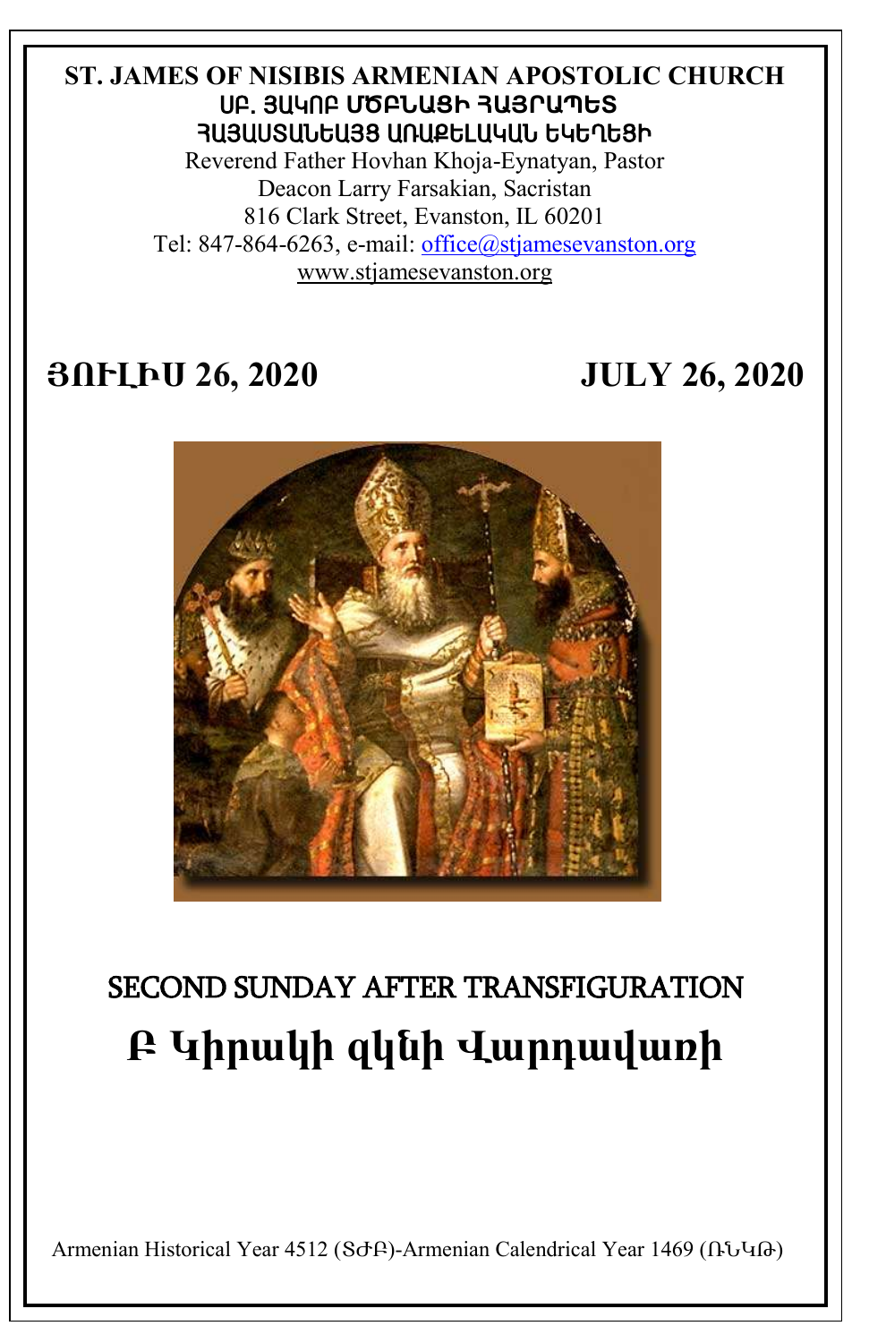# ST. JAMES OF NISIBIS ARMENIAN APOSTOLIC CHURCH

# ՍԲ. ՅԱԿՈԲ ՄԾԲՆԱՑԻ ՀԱՅՐԱՊԵՏ ՀԱՅԱՍՏԱՆԵԱՅՑ ԱՌԱՔԵԼԱԿԱՆ ԵԿԵՂԵՑԻ

Reverend Father Hovhan Khoja-Eynatyan, Pastor
Deacon Larry Farsakian, Sacristan
816 Clark Street, Evanston, IL 60201
Tel: 847-864-6263, e-mail: office@stjamesevanston.org
www.stjamesevanston.org

## ՅՈՒԼԻՍ 26, 2020 — JULY 26, 2020

## SECOND SUNDAY AFTER TRANSFIGURATION

## Բ Կիրակի զկնի Վարդավառի

Armenian Historical Year 4512 (ՏԺԲ)-Armenian Calendrical Year 1469 (ՌՆԿԹ)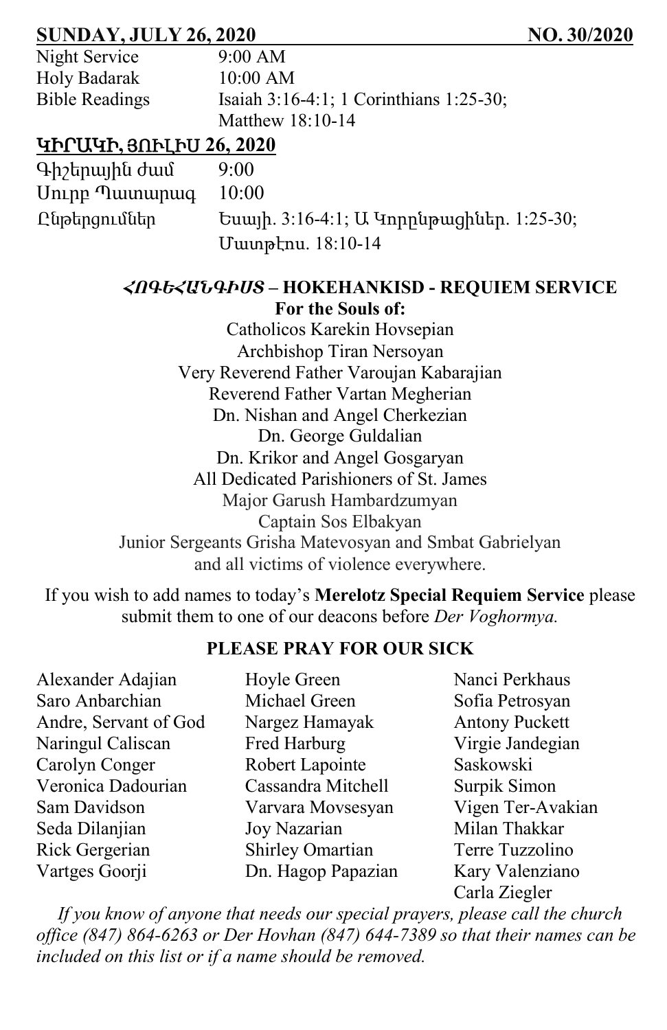**SUNDAY, JULY 26, 2020** **NO. 30/2020**

| | |
|---|---|
| Night Service | 9:00 AM |
| Holy Badarak | 10:00 AM |
| Bible Readings | Isaiah 3:16-4:1; 1 Corinthians 1:25-30; Matthew 18:10-14 |

**ԿԻՐԱԿԻ, ՅՈՒԼԻՍ 26, 2020**

| | |
|---|---|
| Գիշերային ժամ | 9:00 |
| Սուրբ Պատարագ | 10:00 |
| Ընթերցումներ | Եսայի. 3:16-4:1; Ա Կորընթացիներ. 1:25-30; Մատթէոս. 18:10-14 |

## *ՀՈԳԵՀԱՆԳԻՍՏ* – HOKEHANKISD - REQUIEM SERVICE

**For the Souls of:**

Catholicos Karekin Hovsepian
Archbishop Tiran Nersoyan
Very Reverend Father Varoujan Kabarajian
Reverend Father Vartan Megherian
Dn. Nishan and Angel Cherkezian
Dn. George Guldalian
Dn. Krikor and Angel Gosgaryan
All Dedicated Parishioners of St. James
Major Garush Hambardzumyan
Captain Sos Elbakyan
Junior Sergeants Grisha Matevosyan and Smbat Gabrielyan
and all victims of violence everywhere.

If you wish to add names to today's **Merelotz Special Requiem Service** please submit them to one of our deacons before *Der Voghormya.*

## PLEASE PRAY FOR OUR SICK

Alexander Adajian
Saro Anbarchian
Andre, Servant of God
Naringul Caliscan
Carolyn Conger
Veronica Dadourian
Sam Davidson
Seda Dilanjian
Rick Gergerian
Vartges Goorji
Hoyle Green
Michael Green
Nargez Hamayak
Fred Harburg
Robert Lapointe
Cassandra Mitchell
Varvara Movsesyan
Joy Nazarian
Shirley Omartian
Dn. Hagop Papazian
Nanci Perkhaus
Sofia Petrosyan
Antony Puckett
Virgie Jandegian
Saskowski
Surpik Simon
Vigen Ter-Avakian
Milan Thakkar
Terre Tuzzolino
Kary Valenziano
Carla Ziegler

*If you know of anyone that needs our special prayers, please call the church office (847) 864-6263 or Der Hovhan (847) 644-7389 so that their names can be included on this list or if a name should be removed.*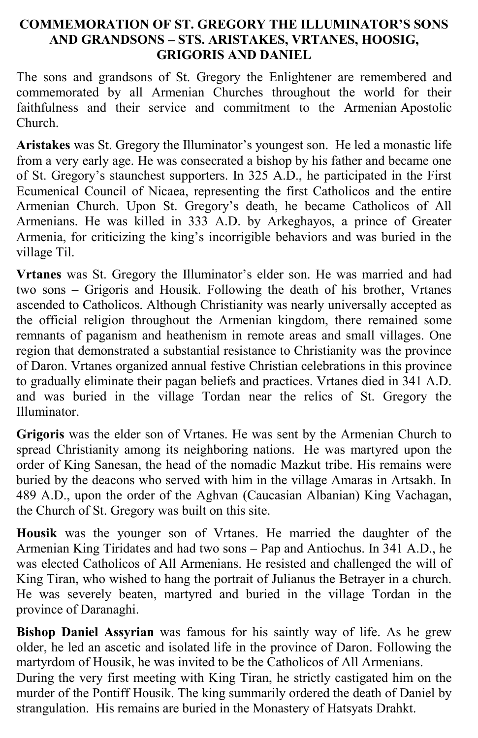## COMMEMORATION OF ST. GREGORY THE ILLUMINATOR'S SONS AND GRANDSONS – STS. ARISTAKES, VRTANES, HOOSIG, GRIGORIS AND DANIEL

The sons and grandsons of St. Gregory the Enlightener are remembered and commemorated by all Armenian Churches throughout the world for their faithfulness and their service and commitment to the Armenian Apostolic Church.

**Aristakes** was St. Gregory the Illuminator's youngest son. He led a monastic life from a very early age. He was consecrated a bishop by his father and became one of St. Gregory's staunchest supporters. In 325 A.D., he participated in the First Ecumenical Council of Nicaea, representing the first Catholicos and the entire Armenian Church. Upon St. Gregory's death, he became Catholicos of All Armenians. He was killed in 333 A.D. by Arkeghayos, a prince of Greater Armenia, for criticizing the king's incorrigible behaviors and was buried in the village Til.

**Vrtanes** was St. Gregory the Illuminator's elder son. He was married and had two sons – Grigoris and Housik. Following the death of his brother, Vrtanes ascended to Catholicos. Although Christianity was nearly universally accepted as the official religion throughout the Armenian kingdom, there remained some remnants of paganism and heathenism in remote areas and small villages. One region that demonstrated a substantial resistance to Christianity was the province of Daron. Vrtanes organized annual festive Christian celebrations in this province to gradually eliminate their pagan beliefs and practices. Vrtanes died in 341 A.D. and was buried in the village Tordan near the relics of St. Gregory the Illuminator.

**Grigoris** was the elder son of Vrtanes. He was sent by the Armenian Church to spread Christianity among its neighboring nations. He was martyred upon the order of King Sanesan, the head of the nomadic Mazkut tribe. His remains were buried by the deacons who served with him in the village Amaras in Artsakh. In 489 A.D., upon the order of the Aghvan (Caucasian Albanian) King Vachagan, the Church of St. Gregory was built on this site.

**Housik** was the younger son of Vrtanes. He married the daughter of the Armenian King Tiridates and had two sons – Pap and Antiochus. In 341 A.D., he was elected Catholicos of All Armenians. He resisted and challenged the will of King Tiran, who wished to hang the portrait of Julianus the Betrayer in a church. He was severely beaten, martyred and buried in the village Tordan in the province of Daranaghi.

**Bishop Daniel Assyrian** was famous for his saintly way of life. As he grew older, he led an ascetic and isolated life in the province of Daron. Following the martyrdom of Housik, he was invited to be the Catholicos of All Armenians.
During the very first meeting with King Tiran, he strictly castigated him on the murder of the Pontiff Housik. The king summarily ordered the death of Daniel by strangulation. His remains are buried in the Monastery of Hatsyats Drahkt.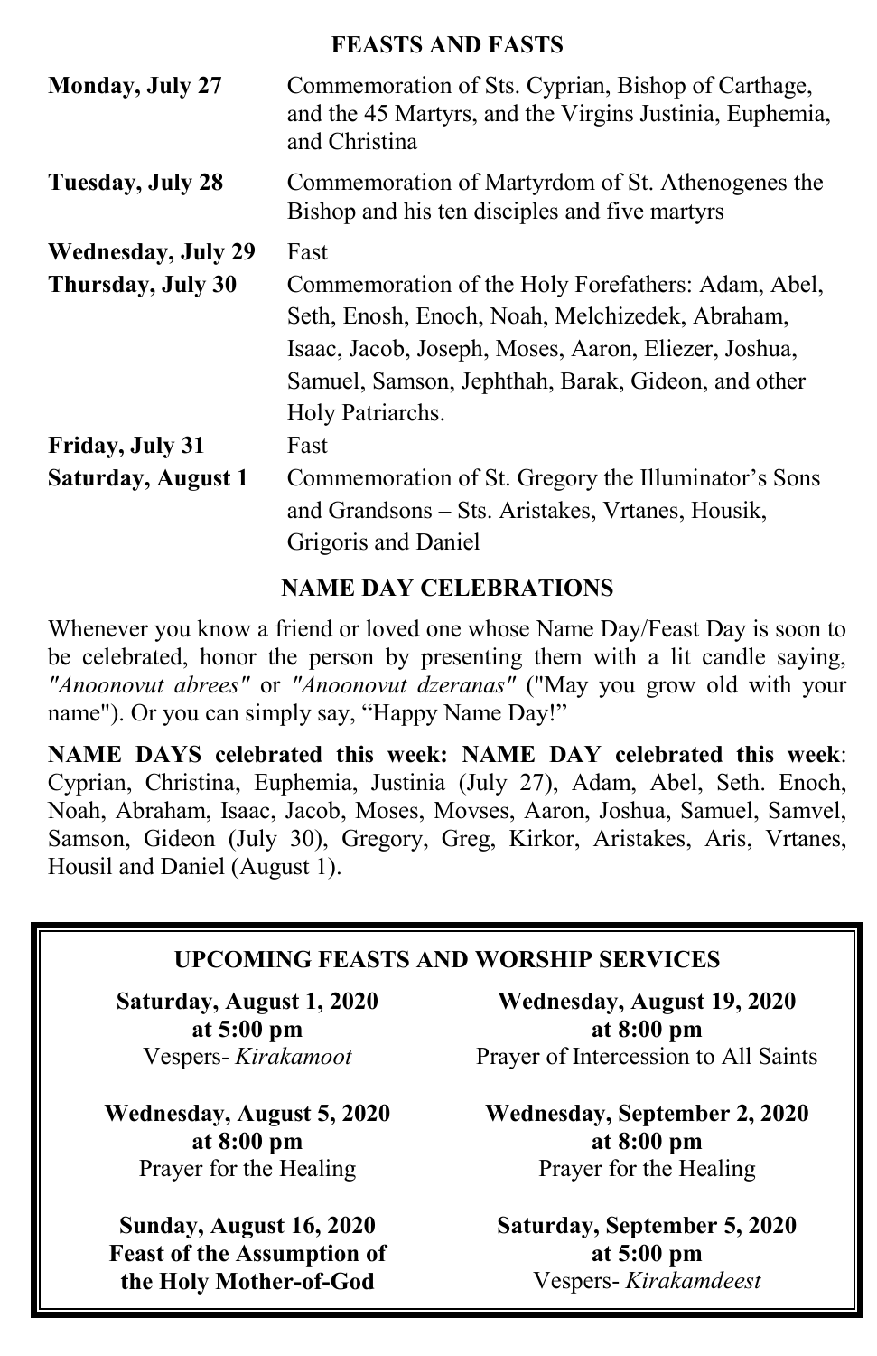## FEASTS AND FASTS

| | |
|---|---|
| **Monday, July 27** | Commemoration of Sts. Cyprian, Bishop of Carthage, and the 45 Martyrs, and the Virgins Justinia, Euphemia, and Christina |
| **Tuesday, July 28** | Commemoration of Martyrdom of St. Athenogenes the Bishop and his ten disciples and five martyrs |
| **Wednesday, July 29** | Fast |
| **Thursday, July 30** | Commemoration of the Holy Forefathers: Adam, Abel, Seth, Enosh, Enoch, Noah, Melchizedek, Abraham, Isaac, Jacob, Joseph, Moses, Aaron, Eliezer, Joshua, Samuel, Samson, Jephthah, Barak, Gideon, and other Holy Patriarchs. |
| **Friday, July 31** | Fast |
| **Saturday, August 1** | Commemoration of St. Gregory the Illuminator's Sons and Grandsons – Sts. Aristakes, Vrtanes, Housik, Grigoris and Daniel |

## NAME DAY CELEBRATIONS

Whenever you know a friend or loved one whose Name Day/Feast Day is soon to be celebrated, honor the person by presenting them with a lit candle saying, *"Anoonovut abrees"* or *"Anoonovut dzeranas"* ("May you grow old with your name"). Or you can simply say, "Happy Name Day!"

**NAME DAYS celebrated this week: NAME DAY celebrated this week**: Cyprian, Christina, Euphemia, Justinia (July 27), Adam, Abel, Seth. Enoch, Noah, Abraham, Isaac, Jacob, Moses, Movses, Aaron, Joshua, Samuel, Samvel, Samson, Gideon (July 30), Gregory, Greg, Kirkor, Aristakes, Aris, Vrtanes, Housil and Daniel (August 1).

## UPCOMING FEASTS AND WORSHIP SERVICES

**Saturday, August 1, 2020**
**at 5:00 pm**
Vespers- *Kirakamoot*

**Wednesday, August 5, 2020**
**at 8:00 pm**
Prayer for the Healing

**Sunday, August 16, 2020**
**Feast of the Assumption of the Holy Mother-of-God**

**Wednesday, August 19, 2020**
**at 8:00 pm**
Prayer of Intercession to All Saints

**Wednesday, September 2, 2020**
**at 8:00 pm**
Prayer for the Healing

**Saturday, September 5, 2020**
**at 5:00 pm**
Vespers- *Kirakamdeest*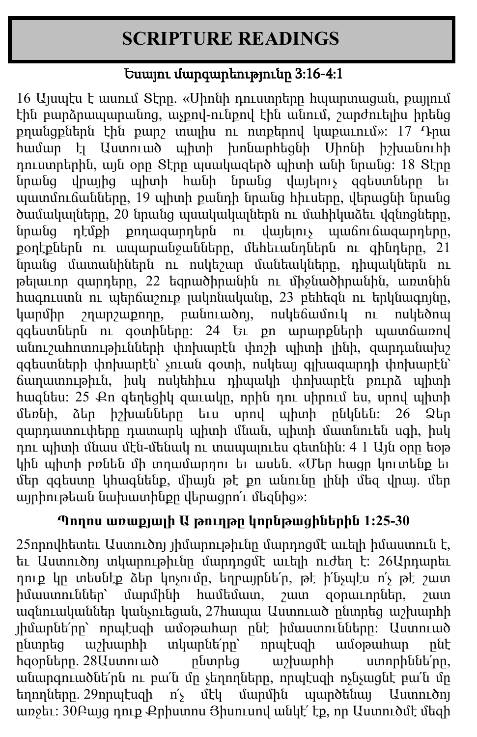# SCRIPTURE READINGS

**Եսայու մարգարեությունը 3:16-4:1**

16 Այսպէս է ասում Տէրը. «Սիոնի դուստրերը հպարտացան, քայլում էին բարձրապարանոց, աչքով-ունքով էին անում, շարժուելիս իրենց քղանցքներն էին քարշ տալիս ու ոտքերով կաքաւում»: 17 Դրա համար էլ Աստուած պիտի խոնարհեցնի Սիոնի իշխանուհի դուստրերին, այն օրը Տէրը պսակազերծ պիտի անի նրանց: 18 Տէրը նրանց վրայից պիտի հանի նրանց վայելուչ զգեստները եւ պատմուճանները, 19 պիտի քանդի նրանց հիւսերը, վերացնի նրանց ծամակալները, 20 նրանց պսակակալներն ու մահիկաձեւ վզնոցները, նրանց դէմքի քողազարդերն ու վայելուչ պաճուճազարդերը, քօղէքներն ու ապարանջանները, մեհեւանդներն ու գինդերը, 21 նրանց մատանիներն ու ոսկեշար մանեակները, դիպակներն ու թելաւոր զարդերը, 22 եզրածիրանին ու միջնածիրանին, առտնին հագուստն ու պերճաշուք լակոնականը, 23 բեհեզն ու երկնագոյնը, կարմիր շղարշաքողը, բանուածոյ, ոսկեճամուկ ու ոսկեծոպ զգեստներն ու գօտիները: 24 Եւ քո արարքների պատճառով անուշահոտութիւնների փոխարէն փոշի պիտի լինի, զարդանախշ զգեստների փոխարէն՝ չուան գօտի, ոսկեայ գլխազարդի փոխարէն՝ ճաղատութիւն, իսկ ոսկեհիւս դիպակի փոխարէն քուրձ պիտի հագնես: 25 Քո գեղեցիկ զաւակը, որին դու սիրում ես, սրով պիտի մեռնի, ձեր իշխանները եւս սրով պիտի ընկնեն: 26 Ձեր զարդատուփերը դատարկ պիտի մնան, պիտի մատնուեն սգի, իսկ դու պիտի մնաս մէն-մենակ ու տապալուես գետնին: 4 1 Այն օրը եօթ կին պիտի բռնեն մի տղամարդու եւ ասեն. «Մեր հացը կուտենք եւ մեր զգեստը կհագնենք, միայն թէ քո անունը լինի մեզ վրայ. մեր այրիութեան նախատինքը վերացրո՛ւ մեզնից»:

**Պողոս առաքյալի Ա թուղթը կորնթացիներին 1:25-30**

25որովհետեւ Աստուծոյ յիմարութիւնը մարդոցմէ աւելի իմաստուն է, եւ Աստուծոյ տկարութիւնը մարդոցմէ աւելի ուժեղ է: 26Արդարեւ դուք կը տեսնէք ձեր կոչումը, եղբայրնե՛ր, թէ ի՛նչպէս ո՛չ թէ շատ իմաստուններ՝ մարմինի համեմատ, շատ զօրաւորներ, շատ ազնուականներ կանչուեցան, 27հապա Աստուած ընտրեց աշխարհի յիմարնե՛րը՝ որպէսզի ամօթահար ընէ իմաստունները: Աստուած ընտրեց աշխարհի տկարնե՛րը՝ որպէսզի ամօթահար ընէ հզօրները. 28Աստուած ընտրեց աշխարհի ստորիննե՛րը, անարգուածնե՛րն ու բա՛ն մը չեղողները, որպէսզի ոչնչացնէ բա՛ն մը եղողները. 29որպէսզի ո՛չ մէկ մարմին պարծենայ Աստուծոյ առջեւ: 30Բայց դուք Քրիստոս Յիսուսով անկէ՛ էք, որ Աստուծմէ մեզի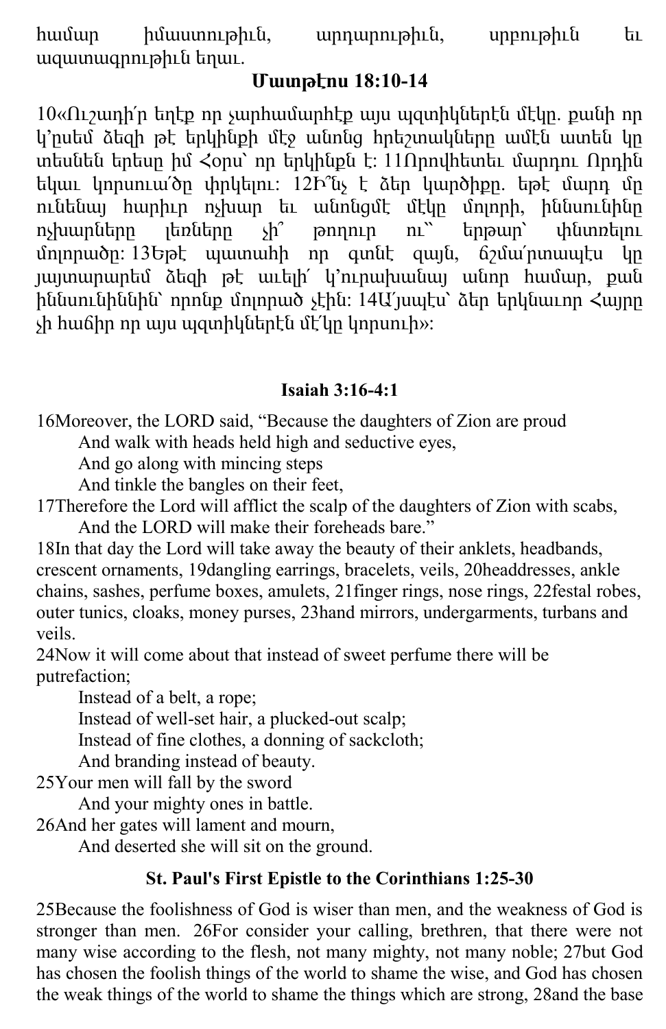համար իմաստութիւն, արդարութիւն, սրբութիւն եւ ազատագրութիւն եղաւ.

**Մատթէոս 18:10-14**

10«Ուշադի՛ր եղէք որ չարհամարհէք այս պզտիկներէն մէկը. քանի որ կ'ըսեմ ձեզի թէ երկինքի մէջ անոնց հրեշտակները ամէն ատեն կը տեսնեն երեսը իմ Հօրս՝ որ երկինքն է: 11Որովհետեւ մարդու Որդին եկաւ կորսուա՛ծը փրկելու: 12Ի՞նչ է ձեր կարծիքը. եթէ մարդ մը ունենայ հարիւր ոչխար եւ անոնցմէ մէկը մոլորի, իննսունինը ոչխարները լեռները չի՞ թողուր ու՝ երթար՝ փնտռելու մոլորածը: 13Եթէ պատահի որ գտնէ զայն, ճշմա՛րտապէս կը յայտարարեմ ձեզի թէ աւելի՛ կ'ուրախանայ անոր համար, քան իննսունինընին՝ որոնք մոլորած չէին: 14Ա՛յսպէս՝ ձեր երկնաւոր Հայրը չի հաճիր որ այս պզտիկներէն մէ՛կը կորսուի»:

**Isaiah 3:16-4:1**

16Moreover, the LORD said, "Because the daughters of Zion are proud
And walk with heads held high and seductive eyes,
And go along with mincing steps
And tinkle the bangles on their feet,
17Therefore the Lord will afflict the scalp of the daughters of Zion with scabs,
And the LORD will make their foreheads bare."
18In that day the Lord will take away the beauty of their anklets, headbands, crescent ornaments, 19dangling earrings, bracelets, veils, 20headdresses, ankle chains, sashes, perfume boxes, amulets, 21finger rings, nose rings, 22festal robes, outer tunics, cloaks, money purses, 23hand mirrors, undergarments, turbans and veils.
24Now it will come about that instead of sweet perfume there will be putrefaction;
Instead of a belt, a rope;
Instead of well-set hair, a plucked-out scalp;
Instead of fine clothes, a donning of sackcloth;
And branding instead of beauty.
25Your men will fall by the sword
And your mighty ones in battle.
26And her gates will lament and mourn,
And deserted she will sit on the ground.

**St. Paul's First Epistle to the Corinthians 1:25-30**

25Because the foolishness of God is wiser than men, and the weakness of God is stronger than men. 26For consider your calling, brethren, that there were not many wise according to the flesh, not many mighty, not many noble; 27but God has chosen the foolish things of the world to shame the wise, and God has chosen the weak things of the world to shame the things which are strong, 28and the base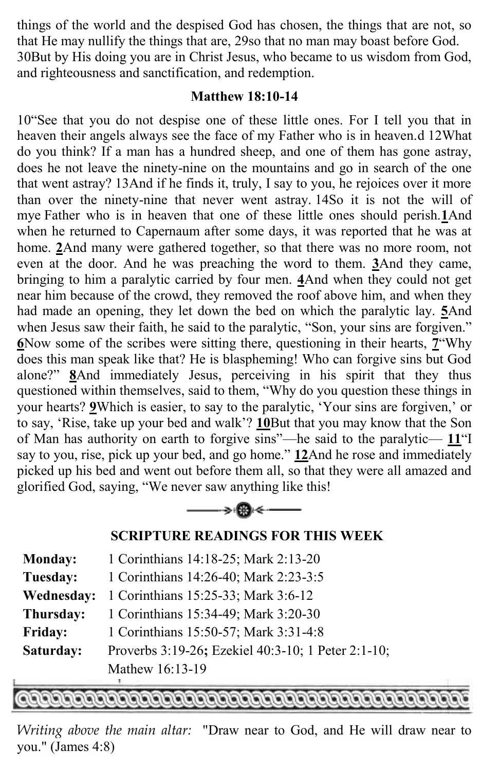things of the world and the despised God has chosen, the things that are not, so that He may nullify the things that are, 29so that no man may boast before God. 30But by His doing you are in Christ Jesus, who became to us wisdom from God, and righteousness and sanctification, and redemption.

### Matthew 18:10-14

10"See that you do not despise one of these little ones. For I tell you that in heaven their angels always see the face of my Father who is in heaven.d 12What do you think? If a man has a hundred sheep, and one of them has gone astray, does he not leave the ninety-nine on the mountains and go in search of the one that went astray? 13And if he finds it, truly, I say to you, he rejoices over it more than over the ninety-nine that never went astray. 14So it is not the will of mye Father who is in heaven that one of these little ones should perish.**1**And when he returned to Capernaum after some days, it was reported that he was at home. **2**And many were gathered together, so that there was no more room, not even at the door. And he was preaching the word to them. **3**And they came, bringing to him a paralytic carried by four men. **4**And when they could not get near him because of the crowd, they removed the roof above him, and when they had made an opening, they let down the bed on which the paralytic lay. **5**And when Jesus saw their faith, he said to the paralytic, "Son, your sins are forgiven." **6**Now some of the scribes were sitting there, questioning in their hearts, **7**"Why does this man speak like that? He is blaspheming! Who can forgive sins but God alone?" **8**And immediately Jesus, perceiving in his spirit that they thus questioned within themselves, said to them, "Why do you question these things in your hearts? **9**Which is easier, to say to the paralytic, 'Your sins are forgiven,' or to say, 'Rise, take up your bed and walk'? **10**But that you may know that the Son of Man has authority on earth to forgive sins"—he said to the paralytic— **11**"I say to you, rise, pick up your bed, and go home." **12**And he rose and immediately picked up his bed and went out before them all, so that they were all amazed and glorified God, saying, "We never saw anything like this!

### SCRIPTURE READINGS FOR THIS WEEK

| | |
|---|---|
| **Monday:** | 1 Corinthians 14:18-25; Mark 2:13-20 |
| **Tuesday:** | 1 Corinthians 14:26-40; Mark 2:23-3:5 |
| **Wednesday:** | 1 Corinthians 15:25-33; Mark 3:6-12 |
| **Thursday:** | 1 Corinthians 15:34-49; Mark 3:20-30 |
| **Friday:** | 1 Corinthians 15:50-57; Mark 3:31-4:8 |
| **Saturday:** | Proverbs 3:19-26**;** Ezekiel 40:3-10; 1 Peter 2:1-10; Mathew 16:13-19 |

*Writing above the main altar:* "Draw near to God, and He will draw near to you." (James 4:8)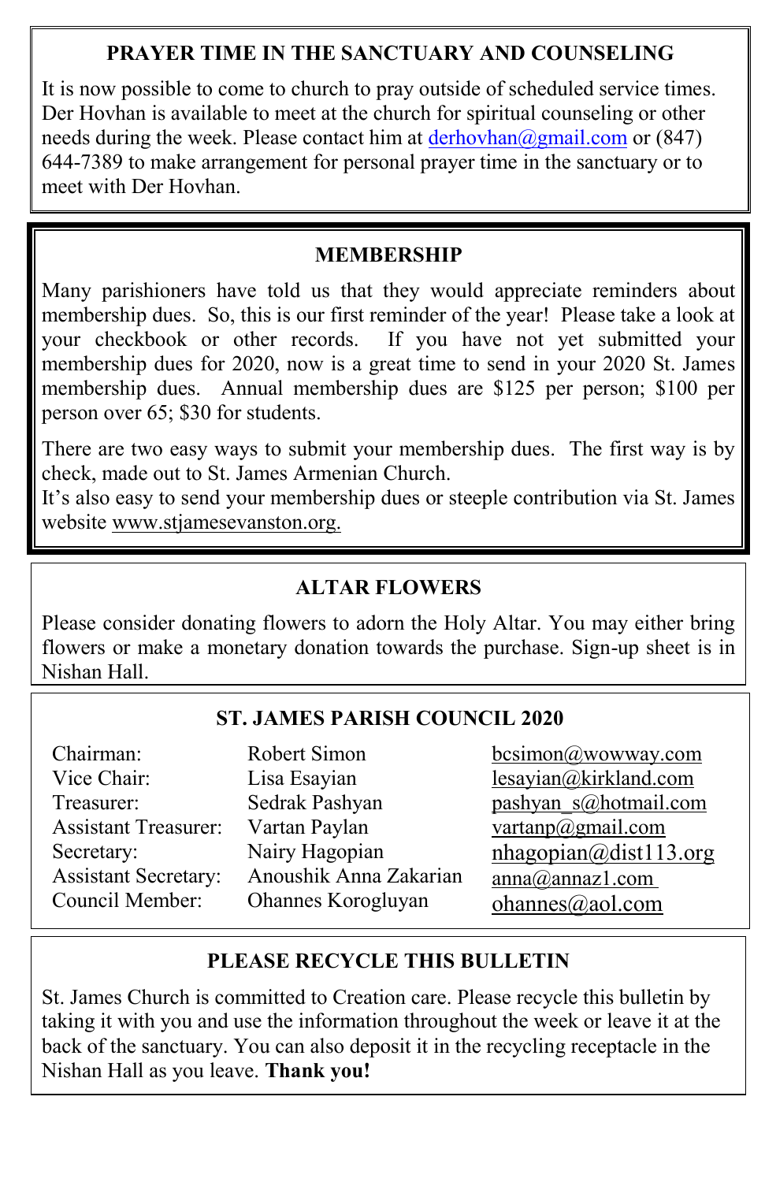## PRAYER TIME IN THE SANCTUARY AND COUNSELING

It is now possible to come to church to pray outside of scheduled service times. Der Hovhan is available to meet at the church for spiritual counseling or other needs during the week. Please contact him at derhovhan@gmail.com or (847) 644-7389 to make arrangement for personal prayer time in the sanctuary or to meet with Der Hovhan.

## MEMBERSHIP

Many parishioners have told us that they would appreciate reminders about membership dues. So, this is our first reminder of the year! Please take a look at your checkbook or other records. If you have not yet submitted your membership dues for 2020, now is a great time to send in your 2020 St. James membership dues. Annual membership dues are $125 per person; $100 per person over 65; $30 for students.

There are two easy ways to submit your membership dues. The first way is by check, made out to St. James Armenian Church.
It's also easy to send your membership dues or steeple contribution via St. James website www.stjamesevanston.org.

## ALTAR FLOWERS

Please consider donating flowers to adorn the Holy Altar. You may either bring flowers or make a monetary donation towards the purchase. Sign-up sheet is in Nishan Hall.

## ST. JAMES PARISH COUNCIL 2020

| | | |
|---|---|---|
| Chairman: | Robert Simon | bcsimon@wowway.com |
| Vice Chair: | Lisa Esayian | lesayian@kirkland.com |
| Treasurer: | Sedrak Pashyan | pashyan_s@hotmail.com |
| Assistant Treasurer: | Vartan Paylan | vartanp@gmail.com |
| Secretary: | Nairy Hagopian | nhagopian@dist113.org |
| Assistant Secretary: | Anoushik Anna Zakarian | anna@annaz1.com |
| Council Member: | Ohannes Korogluyan | ohannes@aol.com |

## PLEASE RECYCLE THIS BULLETIN

St. James Church is committed to Creation care. Please recycle this bulletin by taking it with you and use the information throughout the week or leave it at the back of the sanctuary. You can also deposit it in the recycling receptacle in the Nishan Hall as you leave. **Thank you!**